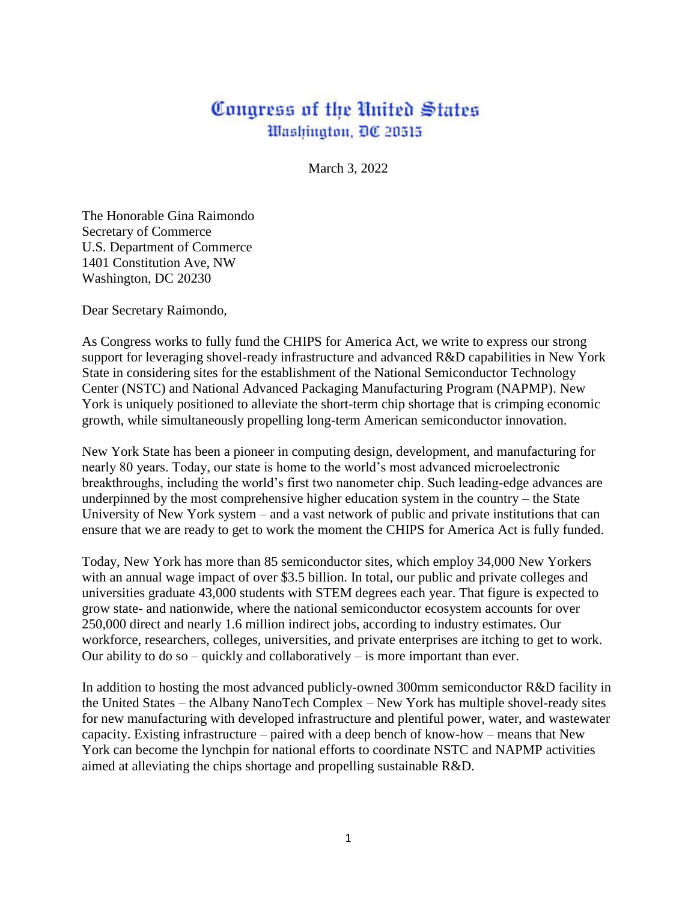# Congress of the United States
## Washington, DC 20515

March 3, 2022

The Honorable Gina Raimondo
Secretary of Commerce
U.S. Department of Commerce
1401 Constitution Ave, NW
Washington, DC 20230

Dear Secretary Raimondo,

As Congress works to fully fund the CHIPS for America Act, we write to express our strong support for leveraging shovel-ready infrastructure and advanced R&D capabilities in New York State in considering sites for the establishment of the National Semiconductor Technology Center (NSTC) and National Advanced Packaging Manufacturing Program (NAPMP). New York is uniquely positioned to alleviate the short-term chip shortage that is crimping economic growth, while simultaneously propelling long-term American semiconductor innovation.

New York State has been a pioneer in computing design, development, and manufacturing for nearly 80 years. Today, our state is home to the world's most advanced microelectronic breakthroughs, including the world's first two nanometer chip. Such leading-edge advances are underpinned by the most comprehensive higher education system in the country – the State University of New York system – and a vast network of public and private institutions that can ensure that we are ready to get to work the moment the CHIPS for America Act is fully funded.

Today, New York has more than 85 semiconductor sites, which employ 34,000 New Yorkers with an annual wage impact of over $3.5 billion. In total, our public and private colleges and universities graduate 43,000 students with STEM degrees each year. That figure is expected to grow state- and nationwide, where the national semiconductor ecosystem accounts for over 250,000 direct and nearly 1.6 million indirect jobs, according to industry estimates. Our workforce, researchers, colleges, universities, and private enterprises are itching to get to work. Our ability to do so – quickly and collaboratively – is more important than ever.

In addition to hosting the most advanced publicly-owned 300mm semiconductor R&D facility in the United States – the Albany NanoTech Complex – New York has multiple shovel-ready sites for new manufacturing with developed infrastructure and plentiful power, water, and wastewater capacity. Existing infrastructure – paired with a deep bench of know-how – means that New York can become the lynchpin for national efforts to coordinate NSTC and NAPMP activities aimed at alleviating the chips shortage and propelling sustainable R&D.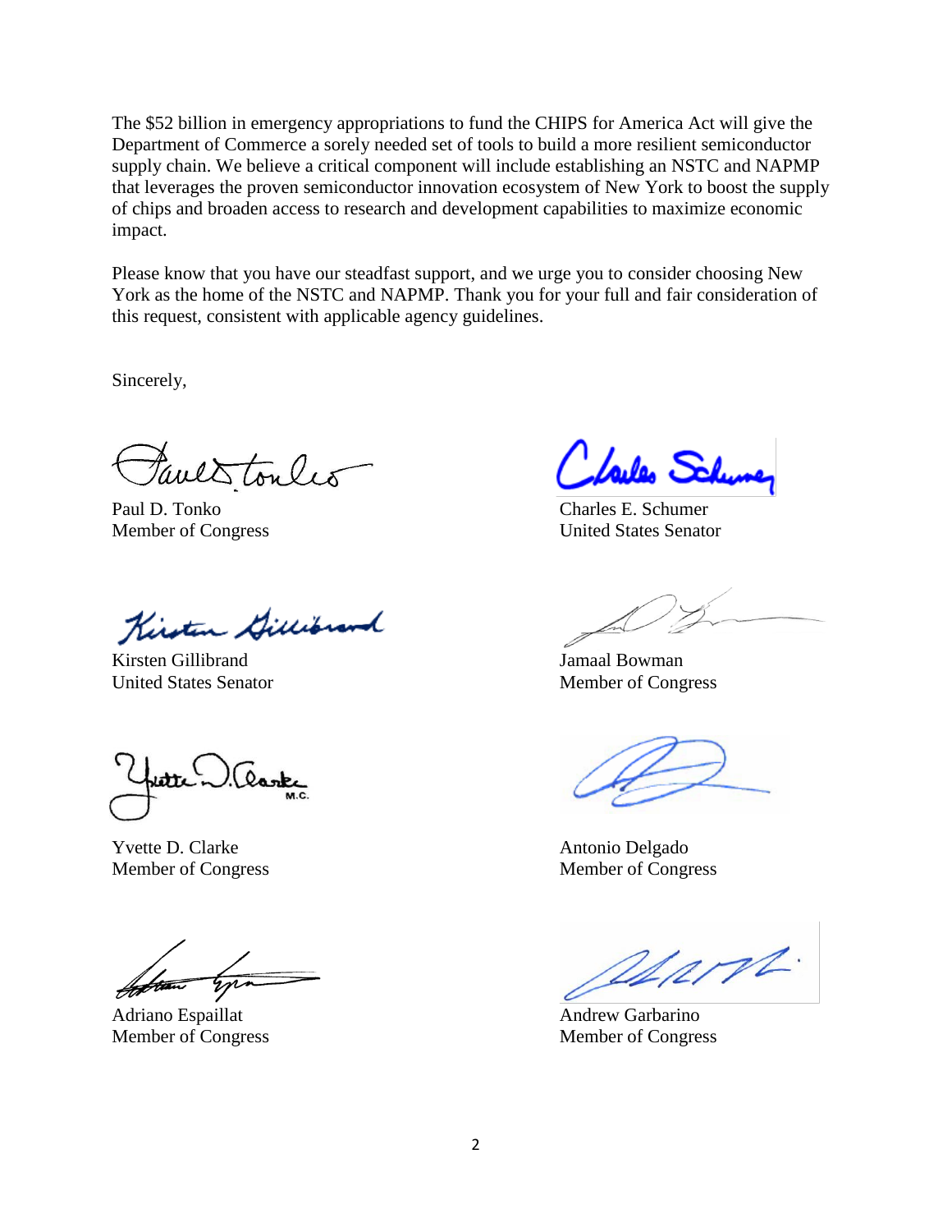The $52 billion in emergency appropriations to fund the CHIPS for America Act will give the Department of Commerce a sorely needed set of tools to build a more resilient semiconductor supply chain. We believe a critical component will include establishing an NSTC and NAPMP that leverages the proven semiconductor innovation ecosystem of New York to boost the supply of chips and broaden access to research and development capabilities to maximize economic impact.

Please know that you have our steadfast support, and we urge you to consider choosing New York as the home of the NSTC and NAPMP. Thank you for your full and fair consideration of this request, consistent with applicable agency guidelines.

Sincerely,

Paul D. Tonko
Member of Congress

Charles E. Schumer
United States Senator

Kirsten Gillibrand
United States Senator

Jamaal Bowman
Member of Congress

Yvette D. Clarke
Member of Congress

Antonio Delgado
Member of Congress

Adriano Espaillat
Member of Congress

Andrew Garbarino
Member of Congress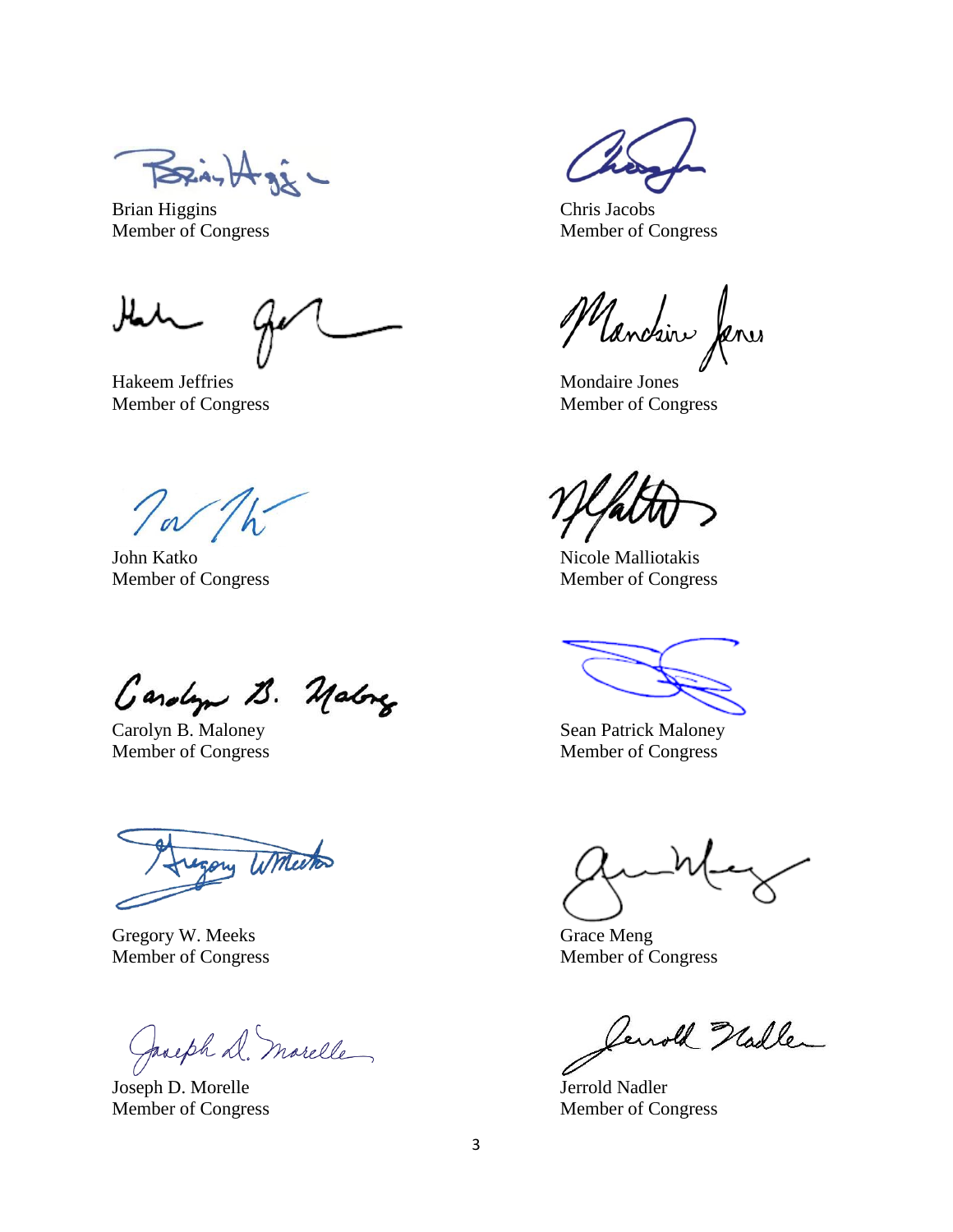Brian Higgins
Member of Congress

Chris Jacobs
Member of Congress

Hakeem Jeffries
Member of Congress

Mondaire Jones
Member of Congress

John Katko
Member of Congress

Nicole Malliotakis
Member of Congress

Carolyn B. Maloney
Member of Congress

Sean Patrick Maloney
Member of Congress

Gregory W. Meeks
Member of Congress

Grace Meng
Member of Congress

Joseph D. Morelle
Member of Congress

Jerrold Nadler
Member of Congress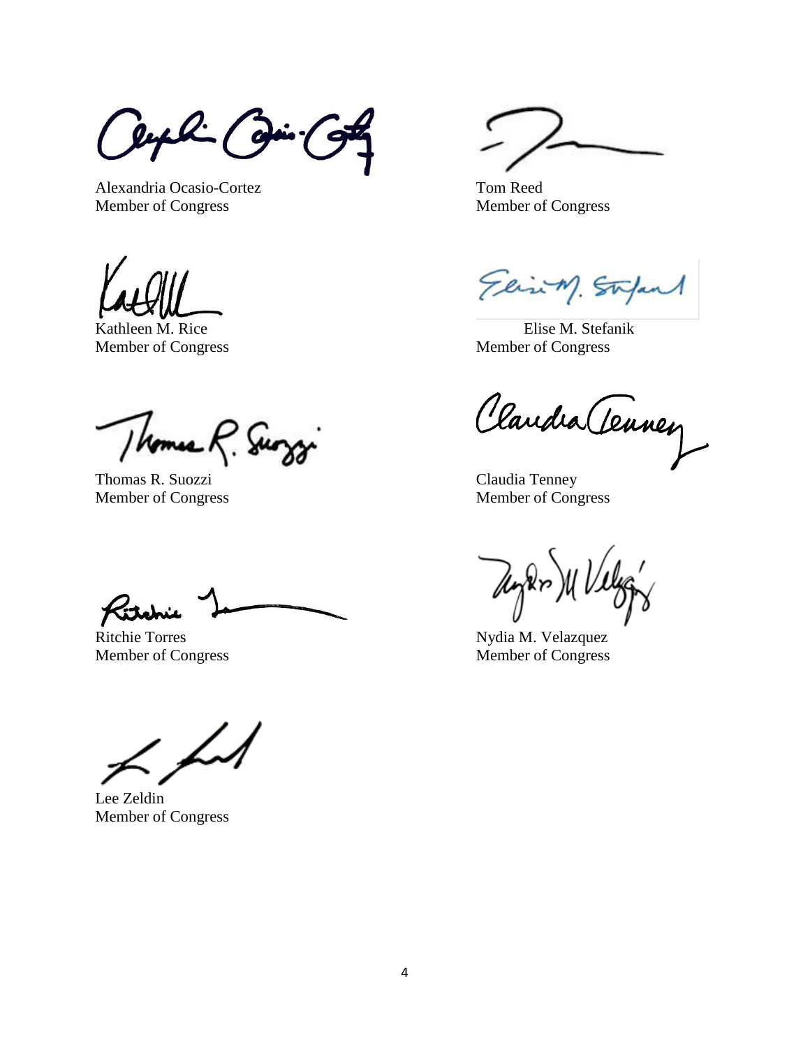Alexandria Ocasio-Cortez
Member of Congress

Tom Reed
Member of Congress

Kathleen M. Rice
Member of Congress

Elise M. Stefanik
Member of Congress

Thomas R. Suozzi
Member of Congress

Claudia Tenney
Member of Congress

Ritchie Torres
Member of Congress

Nydia M. Velazquez
Member of Congress

Lee Zeldin
Member of Congress